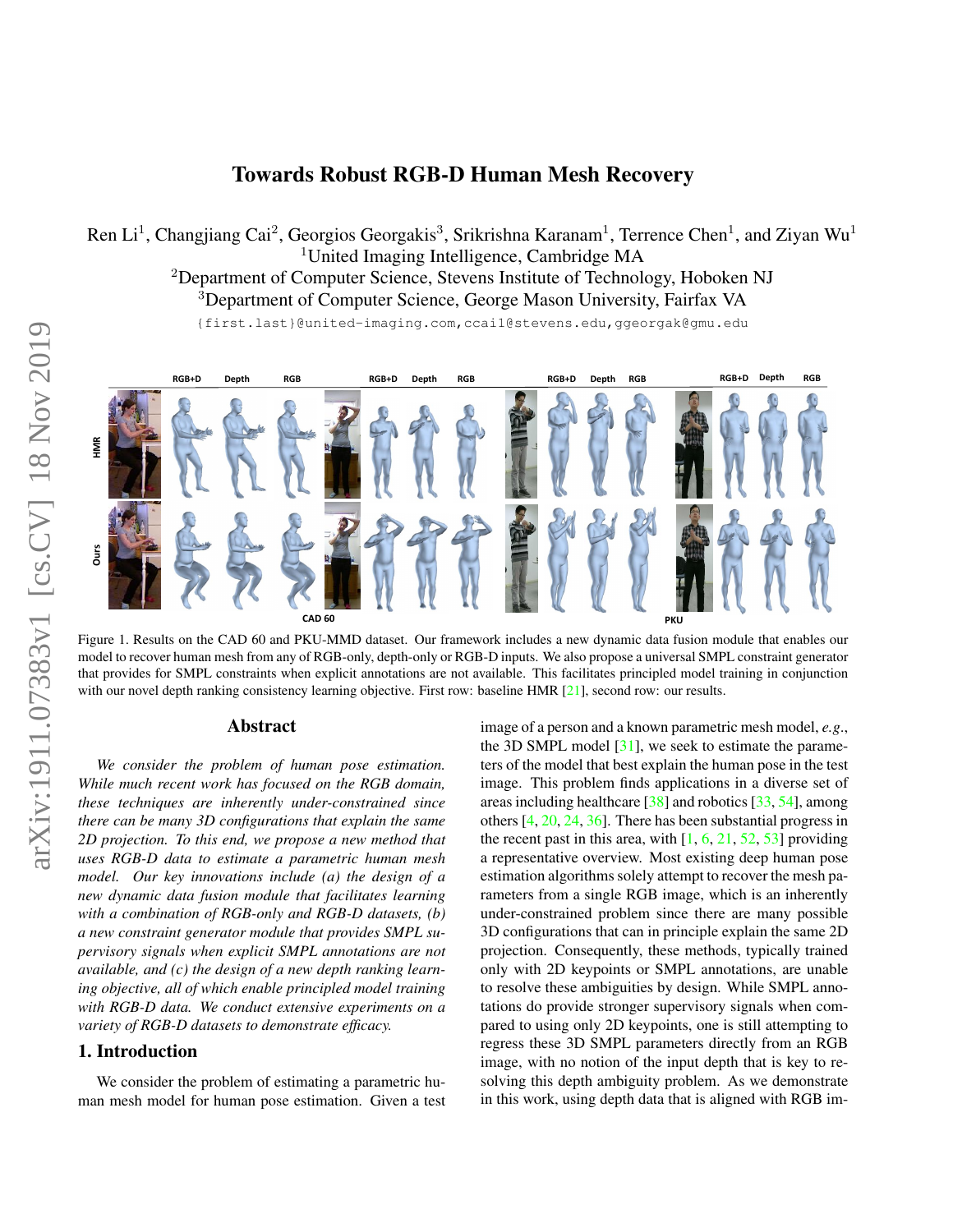# Towards Robust RGB-D Human Mesh Recovery

Ren Li[1], Changjiang Cai[2], Georgios Georgakis[3], Srikrishna Karanam[1], Terrence Chen[1], and Ziyan Wu[1]

[1]United Imaging Intelligence, Cambridge MA

[2]Department of Computer Science, Stevens Institute of Technology, Hoboken NJ

[3]Department of Computer Science, George Mason University, Fairfax VA

{first.last}@united-imaging.com, ccail@stevens.edu, ggeorgak@gmu.edu

Figure 1. Results on the CAD 60 and PKU-MMD dataset. Our framework includes a new dynamic data fusion module that enables our model to recover human mesh from any of RGB-only, depth-only or RGB-D inputs. We also propose a universal SMPL constraint generator that provides for SMPL constraints when explicit annotations are not available. This facilitates principled model training in conjunction with our novel depth ranking consistency learning objective. First row: baseline HMR [21], second row: our results.

## Abstract

*We consider the problem of human pose estimation. While much recent work has focused on the RGB domain, these techniques are inherently under-constrained since there can be many 3D configurations that explain the same 2D projection. To this end, we propose a new method that uses RGB-D data to estimate a parametric human mesh model. Our key innovations include (a) the design of a new dynamic data fusion module that facilitates learning with a combination of RGB-only and RGB-D datasets, (b) a new constraint generator module that provides SMPL supervisory signals when explicit SMPL annotations are not available, and (c) the design of a new depth ranking learning objective, all of which enable principled model training with RGB-D data. We conduct extensive experiments on a variety of RGB-D datasets to demonstrate efficacy.*

## 1. Introduction

We consider the problem of estimating a parametric human mesh model for human pose estimation. Given a test image of a person and a known parametric mesh model, *e.g.*, the 3D SMPL model [31], we seek to estimate the parameters of the model that best explain the human pose in the test image. This problem finds applications in a diverse set of areas including healthcare [38] and robotics [33, 54], among others [4, 20, 24, 36]. There has been substantial progress in the recent past in this area, with [1, 6, 21, 52, 53] providing a representative overview. Most existing deep human pose estimation algorithms solely attempt to recover the mesh parameters from a single RGB image, which is an inherently under-constrained problem since there are many possible 3D configurations that can in principle explain the same 2D projection. Consequently, these methods, typically trained only with 2D keypoints or SMPL annotations, are unable to resolve these ambiguities by design. While SMPL annotations do provide stronger supervisory signals when compared to using only 2D keypoints, one is still attempting to regress these 3D SMPL parameters directly from an RGB image, with no notion of the input depth that is key to resolving this depth ambiguity problem. As we demonstrate in this work, using depth data that is aligned with RGB im-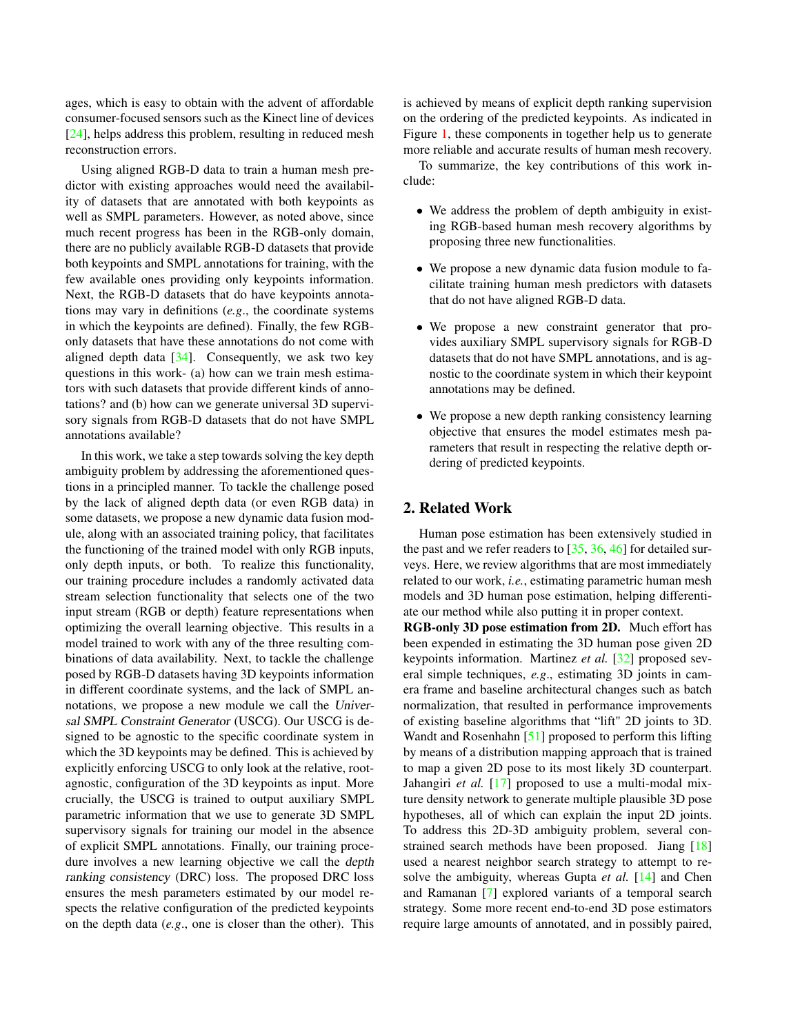ages, which is easy to obtain with the advent of affordable consumer-focused sensors such as the Kinect line of devices [24], helps address this problem, resulting in reduced mesh reconstruction errors.

Using aligned RGB-D data to train a human mesh predictor with existing approaches would need the availability of datasets that are annotated with both keypoints as well as SMPL parameters. However, as noted above, since much recent progress has been in the RGB-only domain, there are no publicly available RGB-D datasets that provide both keypoints and SMPL annotations for training, with the few available ones providing only keypoints information. Next, the RGB-D datasets that do have keypoints annotations may vary in definitions (*e.g*., the coordinate systems in which the keypoints are defined). Finally, the few RGB-only datasets that have these annotations do not come with aligned depth data [34]. Consequently, we ask two key questions in this work- (a) how can we train mesh estimators with such datasets that provide different kinds of annotations? and (b) how can we generate universal 3D supervisory signals from RGB-D datasets that do not have SMPL annotations available?

In this work, we take a step towards solving the key depth ambiguity problem by addressing the aforementioned questions in a principled manner. To tackle the challenge posed by the lack of aligned depth data (or even RGB data) in some datasets, we propose a new dynamic data fusion module, along with an associated training policy, that facilitates the functioning of the trained model with only RGB inputs, only depth inputs, or both. To realize this functionality, our training procedure includes a randomly activated data stream selection functionality that selects one of the two input stream (RGB or depth) feature representations when optimizing the overall learning objective. This results in a model trained to work with any of the three resulting combinations of data availability. Next, to tackle the challenge posed by RGB-D datasets having 3D keypoints information in different coordinate systems, and the lack of SMPL annotations, we propose a new module we call the *Universal SMPL Constraint Generator* (USCG). Our USCG is designed to be agnostic to the specific coordinate system in which the 3D keypoints may be defined. This is achieved by explicitly enforcing USCG to only look at the relative, root-agnostic, configuration of the 3D keypoints as input. More crucially, the USCG is trained to output auxiliary SMPL parametric information that we use to generate 3D SMPL supervisory signals for training our model in the absence of explicit SMPL annotations. Finally, our training procedure involves a new learning objective we call the *depth ranking consistency* (DRC) loss. The proposed DRC loss ensures the mesh parameters estimated by our model respects the relative configuration of the predicted keypoints on the depth data (*e.g*., one is closer than the other). This is achieved by means of explicit depth ranking supervision on the ordering of the predicted keypoints. As indicated in Figure 1, these components in together help us to generate more reliable and accurate results of human mesh recovery.

To summarize, the key contributions of this work include:

- We address the problem of depth ambiguity in existing RGB-based human mesh recovery algorithms by proposing three new functionalities.
- We propose a new dynamic data fusion module to facilitate training human mesh predictors with datasets that do not have aligned RGB-D data.
- We propose a new constraint generator that provides auxiliary SMPL supervisory signals for RGB-D datasets that do not have SMPL annotations, and is agnostic to the coordinate system in which their keypoint annotations may be defined.
- We propose a new depth ranking consistency learning objective that ensures the model estimates mesh parameters that result in respecting the relative depth ordering of predicted keypoints.

## 2. Related Work

Human pose estimation has been extensively studied in the past and we refer readers to [35, 36, 46] for detailed surveys. Here, we review algorithms that are most immediately related to our work, *i.e.*, estimating parametric human mesh models and 3D human pose estimation, helping differentiate our method while also putting it in proper context.

**RGB-only 3D pose estimation from 2D.** Much effort has been expended in estimating the 3D human pose given 2D keypoints information. Martinez *et al.* [32] proposed several simple techniques, *e.g*., estimating 3D joints in camera frame and baseline architectural changes such as batch normalization, that resulted in performance improvements of existing baseline algorithms that "lift" 2D joints to 3D. Wandt and Rosenhahn [51] proposed to perform this lifting by means of a distribution mapping approach that is trained to map a given 2D pose to its most likely 3D counterpart. Jahangiri *et al.* [17] proposed to use a multi-modal mixture density network to generate multiple plausible 3D pose hypotheses, all of which can explain the input 2D joints. To address this 2D-3D ambiguity problem, several constrained search methods have been proposed. Jiang [18] used a nearest neighbor search strategy to attempt to resolve the ambiguity, whereas Gupta *et al.* [14] and Chen and Ramanan [7] explored variants of a temporal search strategy. Some more recent end-to-end 3D pose estimators require large amounts of annotated, and in possibly paired,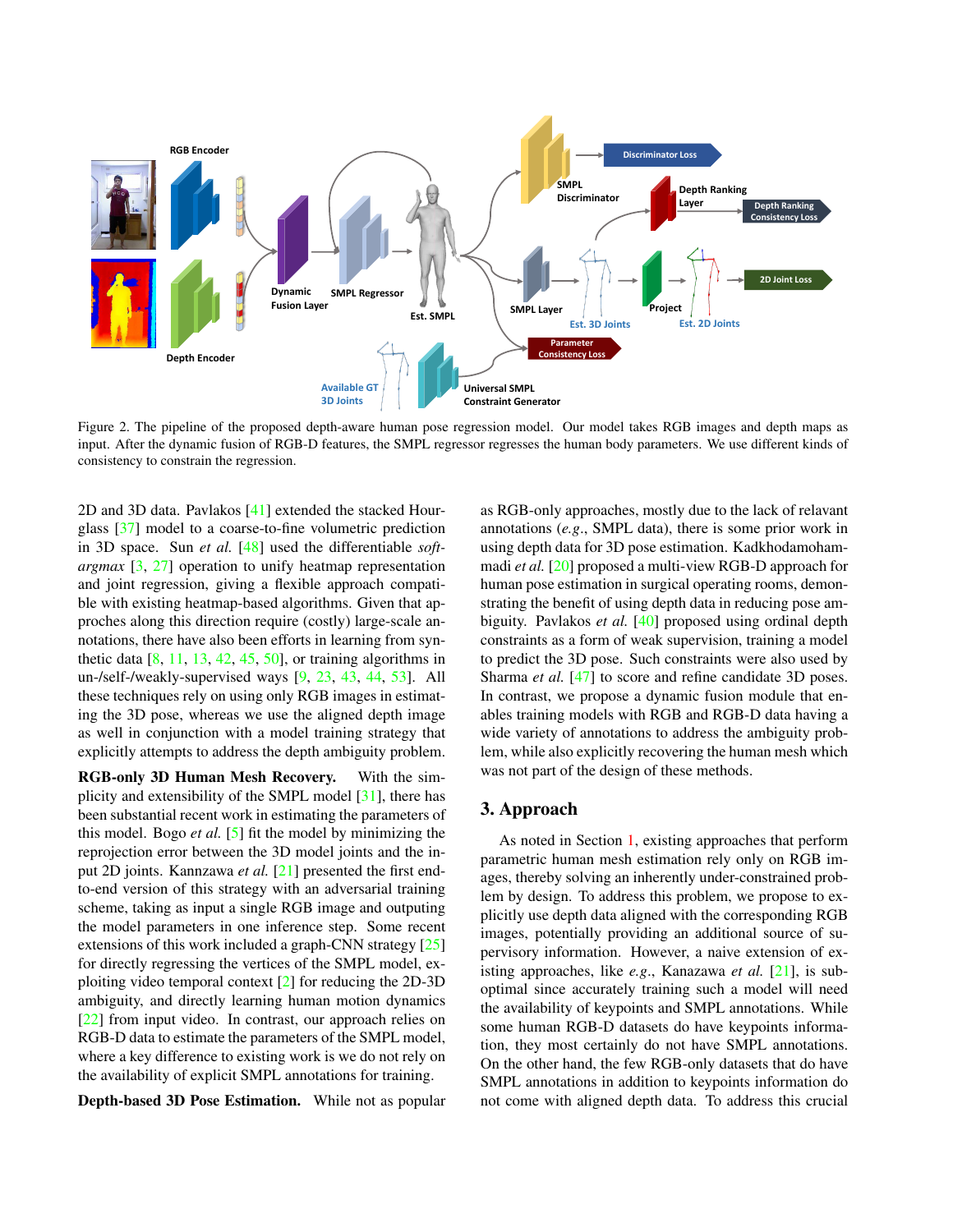Figure 2. The pipeline of the proposed depth-aware human pose regression model. Our model takes RGB images and depth maps as input. After the dynamic fusion of RGB-D features, the SMPL regressor regresses the human body parameters. We use different kinds of consistency to constrain the regression.

2D and 3D data. Pavlakos [41] extended the stacked Hourglass [37] model to a coarse-to-fine volumetric prediction in 3D space. Sun *et al.* [48] used the differentiable *softargmax* [3, 27] operation to unify heatmap representation and joint regression, giving a flexible approach compatible with existing heatmap-based algorithms. Given that approches along this direction require (costly) large-scale annotations, there have also been efforts in learning from synthetic data [8, 11, 13, 42, 45, 50], or training algorithms in un-/self-/weakly-supervised ways [9, 23, 43, 44, 53]. All these techniques rely on using only RGB images in estimating the 3D pose, whereas we use the aligned depth image as well in conjunction with a model training strategy that explicitly attempts to address the depth ambiguity problem.

**RGB-only 3D Human Mesh Recovery.** With the simplicity and extensibility of the SMPL model [31], there has been substantial recent work in estimating the parameters of this model. Bogo *et al.* [5] fit the model by minimizing the reprojection error between the 3D model joints and the input 2D joints. Kannzawa *et al.* [21] presented the first end-to-end version of this strategy with an adversarial training scheme, taking as input a single RGB image and outputing the model parameters in one inference step. Some recent extensions of this work included a graph-CNN strategy [25] for directly regressing the vertices of the SMPL model, exploiting video temporal context [2] for reducing the 2D-3D ambiguity, and directly learning human motion dynamics [22] from input video. In contrast, our approach relies on RGB-D data to estimate the parameters of the SMPL model, where a key difference to existing work is we do not rely on the availability of explicit SMPL annotations for training.

**Depth-based 3D Pose Estimation.** While not as popular as RGB-only approaches, mostly due to the lack of relavant annotations (*e.g.*, SMPL data), there is some prior work in using depth data for 3D pose estimation. Kadkhodamohammadi *et al.* [20] proposed a multi-view RGB-D approach for human pose estimation in surgical operating rooms, demonstrating the benefit of using depth data in reducing pose ambiguity. Pavlakos *et al.* [40] proposed using ordinal depth constraints as a form of weak supervision, training a model to predict the 3D pose. Such constraints were also used by Sharma *et al.* [47] to score and refine candidate 3D poses. In contrast, we propose a dynamic fusion module that enables training models with RGB and RGB-D data having a wide variety of annotations to address the ambiguity problem, while also explicitly recovering the human mesh which was not part of the design of these methods.

## 3. Approach

As noted in Section 1, existing approaches that perform parametric human mesh estimation rely only on RGB images, thereby solving an inherently under-constrained problem by design. To address this problem, we propose to explicitly use depth data aligned with the corresponding RGB images, potentially providing an additional source of supervisory information. However, a naive extension of existing approaches, like *e.g.*, Kanazawa *et al.* [21], is suboptimal since accurately training such a model will need the availability of keypoints and SMPL annotations. While some human RGB-D datasets do have keypoints information, they most certainly do not have SMPL annotations. On the other hand, the few RGB-only datasets that do have SMPL annotations in addition to keypoints information do not come with aligned depth data. To address this crucial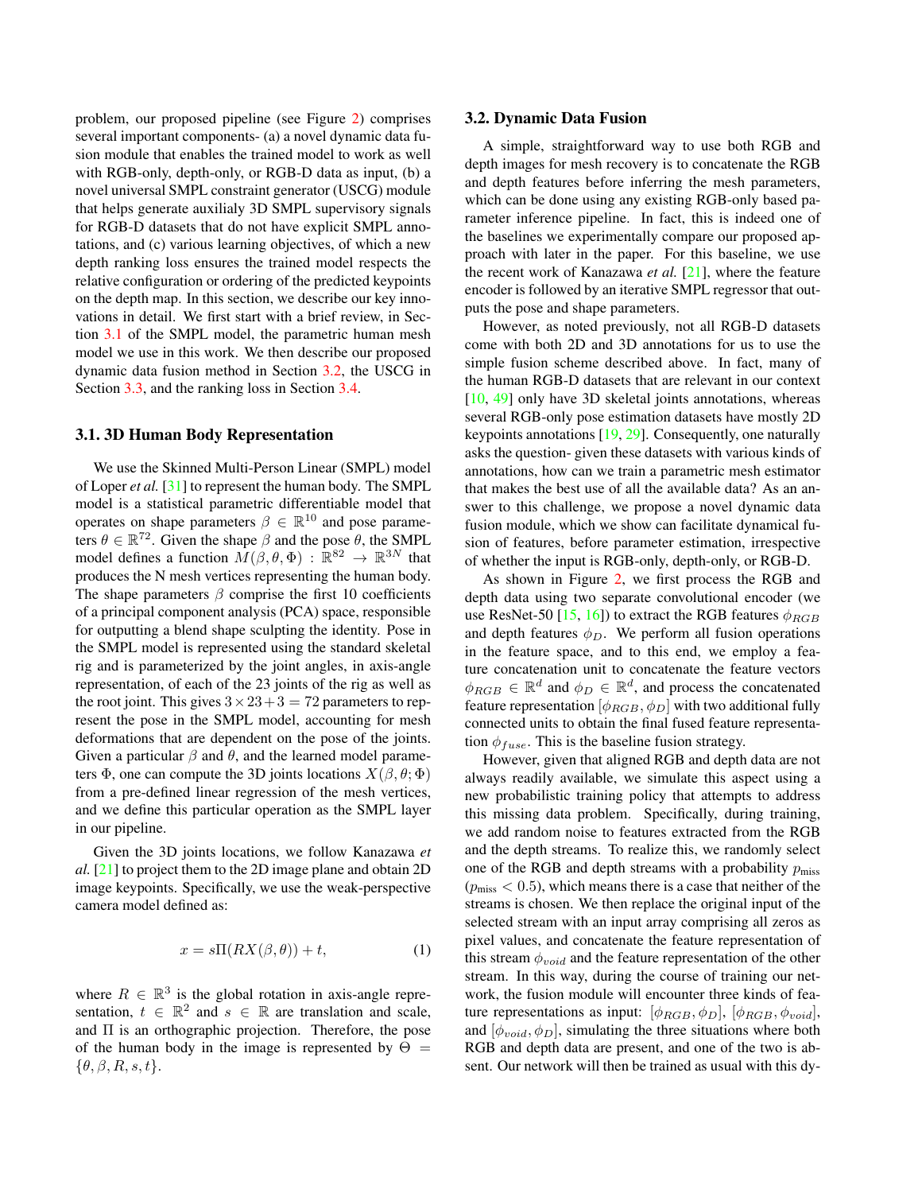problem, our proposed pipeline (see Figure 2) comprises several important components- (a) a novel dynamic data fusion module that enables the trained model to work as well with RGB-only, depth-only, or RGB-D data as input, (b) a novel universal SMPL constraint generator (USCG) module that helps generate auxilialy 3D SMPL supervisory signals for RGB-D datasets that do not have explicit SMPL annotations, and (c) various learning objectives, of which a new depth ranking loss ensures the trained model respects the relative configuration or ordering of the predicted keypoints on the depth map. In this section, we describe our key innovations in detail. We first start with a brief review, in Section 3.1 of the SMPL model, the parametric human mesh model we use in this work. We then describe our proposed dynamic data fusion method in Section 3.2, the USCG in Section 3.3, and the ranking loss in Section 3.4.

### 3.1. 3D Human Body Representation

We use the Skinned Multi-Person Linear (SMPL) model of Loper *et al.* [31] to represent the human body. The SMPL model is a statistical parametric differentiable model that operates on shape parameters $\beta \in \mathbb{R}^{10}$ and pose parameters $\theta \in \mathbb{R}^{72}$. Given the shape $\beta$ and the pose $\theta$, the SMPL model defines a function $M(\beta, \theta, \Phi) : \mathbb{R}^{82} \rightarrow \mathbb{R}^{3N}$ that produces the N mesh vertices representing the human body. The shape parameters $\beta$ comprise the first 10 coefficients of a principal component analysis (PCA) space, responsible for outputting a blend shape sculpting the identity. Pose in the SMPL model is represented using the standard skeletal rig and is parameterized by the joint angles, in axis-angle representation, of each of the 23 joints of the rig as well as the root joint. This gives $3 \times 23 + 3 = 72$ parameters to represent the pose in the SMPL model, accounting for mesh deformations that are dependent on the pose of the joints. Given a particular $\beta$ and $\theta$, and the learned model parameters $\Phi$, one can compute the 3D joints locations $X(\beta, \theta; \Phi)$ from a pre-defined linear regression of the mesh vertices, and we define this particular operation as the SMPL layer in our pipeline.

Given the 3D joints locations, we follow Kanazawa *et al.* [21] to project them to the 2D image plane and obtain 2D image keypoints. Specifically, we use the weak-perspective camera model defined as:

$$x = s\Pi(RX(\beta, \theta)) + t, \tag{1}$$

where $R \in \mathbb{R}^3$ is the global rotation in axis-angle representation, $t \in \mathbb{R}^2$ and $s \in \mathbb{R}$ are translation and scale, and $\Pi$ is an orthographic projection. Therefore, the pose of the human body in the image is represented by $\Theta = \{\theta, \beta, R, s, t\}$.

### 3.2. Dynamic Data Fusion

A simple, straightforward way to use both RGB and depth images for mesh recovery is to concatenate the RGB and depth features before inferring the mesh parameters, which can be done using any existing RGB-only based parameter inference pipeline. In fact, this is indeed one of the baselines we experimentally compare our proposed approach with later in the paper. For this baseline, we use the recent work of Kanazawa *et al.* [21], where the feature encoder is followed by an iterative SMPL regressor that outputs the pose and shape parameters.

However, as noted previously, not all RGB-D datasets come with both 2D and 3D annotations for us to use the simple fusion scheme described above. In fact, many of the human RGB-D datasets that are relevant in our context [10, 49] only have 3D skeletal joints annotations, whereas several RGB-only pose estimation datasets have mostly 2D keypoints annotations [19, 29]. Consequently, one naturally asks the question- given these datasets with various kinds of annotations, how can we train a parametric mesh estimator that makes the best use of all the available data? As an answer to this challenge, we propose a novel dynamic data fusion module, which we show can facilitate dynamical fusion of features, before parameter estimation, irrespective of whether the input is RGB-only, depth-only, or RGB-D.

As shown in Figure 2, we first process the RGB and depth data using two separate convolutional encoder (we use ResNet-50 [15, 16]) to extract the RGB features $\phi_{RGB}$ and depth features $\phi_D$. We perform all fusion operations in the feature space, and to this end, we employ a feature concatenation unit to concatenate the feature vectors $\phi_{RGB} \in \mathbb{R}^d$ and $\phi_D \in \mathbb{R}^d$, and process the concatenated feature representation $[\phi_{RGB}, \phi_D]$ with two additional fully connected units to obtain the final fused feature representation $\phi_{fuse}$. This is the baseline fusion strategy.

However, given that aligned RGB and depth data are not always readily available, we simulate this aspect using a new probabilistic training policy that attempts to address this missing data problem. Specifically, during training, we add random noise to features extracted from the RGB and the depth streams. To realize this, we randomly select one of the RGB and depth streams with a probability $p_{\text{miss}}$ ($p_{\text{miss}} < 0.5$), which means there is a case that neither of the streams is chosen. We then replace the original input of the selected stream with an input array comprising all zeros as pixel values, and concatenate the feature representation of this stream $\phi_{void}$ and the feature representation of the other stream. In this way, during the course of training our network, the fusion module will encounter three kinds of feature representations as input: $[\phi_{RGB}, \phi_D]$, $[\phi_{RGB}, \phi_{void}]$, and $[\phi_{void}, \phi_D]$, simulating the three situations where both RGB and depth data are present, and one of the two is absent. Our network will then be trained as usual with this dy-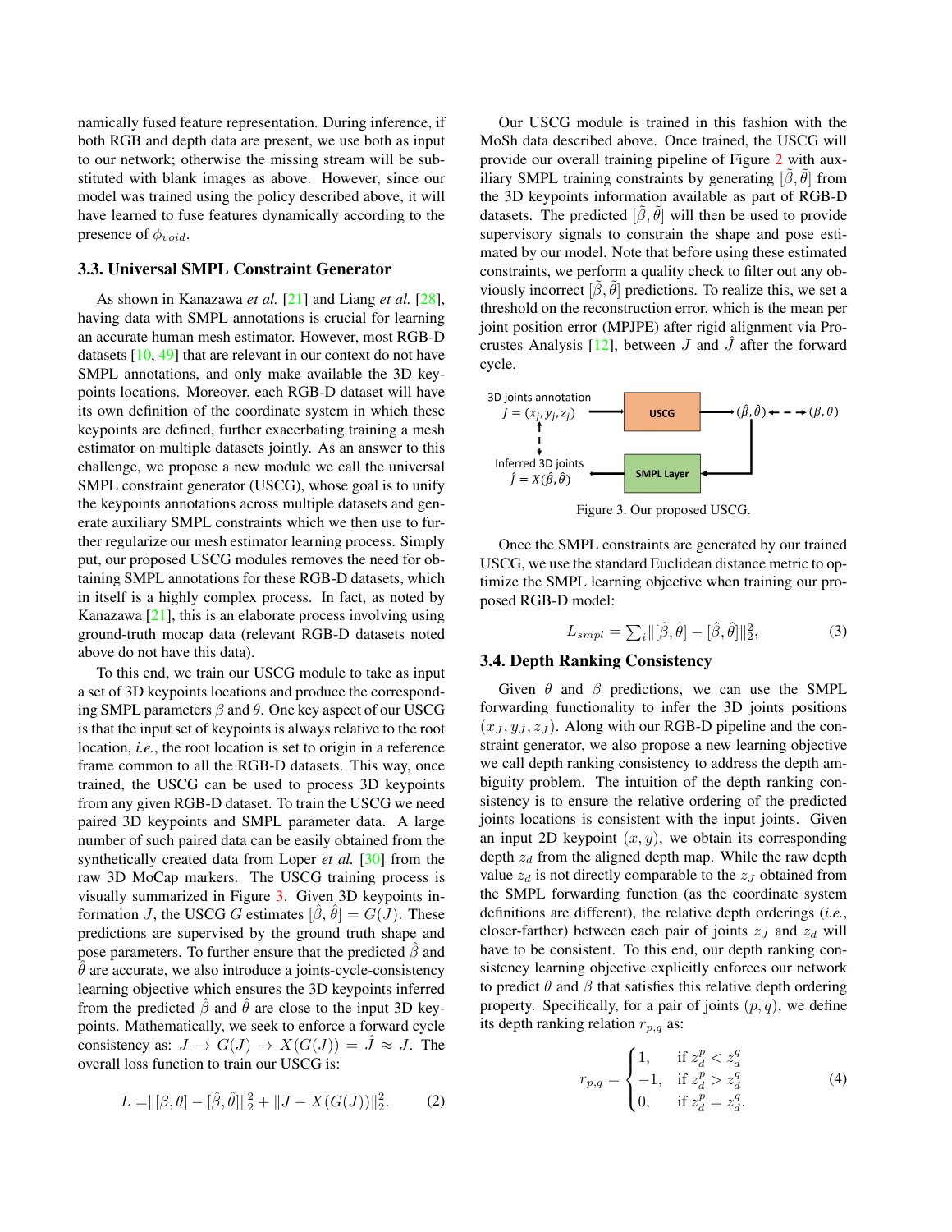namically fused feature representation. During inference, if both RGB and depth data are present, we use both as input to our network; otherwise the missing stream will be substituted with blank images as above. However, since our model was trained using the policy described above, it will have learned to fuse features dynamically according to the presence of $\phi_{void}$.

### 3.3. Universal SMPL Constraint Generator

As shown in Kanazawa *et al.* [21] and Liang *et al.* [28], having data with SMPL annotations is crucial for learning an accurate human mesh estimator. However, most RGB-D datasets [10, 49] that are relevant in our context do not have SMPL annotations, and only make available the 3D keypoints locations. Moreover, each RGB-D dataset will have its own definition of the coordinate system in which these keypoints are defined, further exacerbating training a mesh estimator on multiple datasets jointly. As an answer to this challenge, we propose a new module we call the universal SMPL constraint generator (USCG), whose goal is to unify the keypoints annotations across multiple datasets and generate auxiliary SMPL constraints which we then use to further regularize our mesh estimator learning process. Simply put, our proposed USCG modules removes the need for obtaining SMPL annotations for these RGB-D datasets, which in itself is a highly complex process. In fact, as noted by Kanazawa [21], this is an elaborate process involving using ground-truth mocap data (relevant RGB-D datasets noted above do not have this data).

To this end, we train our USCG module to take as input a set of 3D keypoints locations and produce the corresponding SMPL parameters $\beta$ and $\theta$. One key aspect of our USCG is that the input set of keypoints is always relative to the root location, *i.e.*, the root location is set to origin in a reference frame common to all the RGB-D datasets. This way, once trained, the USCG can be used to process 3D keypoints from any given RGB-D dataset. To train the USCG we need paired 3D keypoints and SMPL parameter data. A large number of such paired data can be easily obtained from the synthetically created data from Loper *et al.* [30] from the raw 3D MoCap markers. The USCG training process is visually summarized in Figure 3. Given 3D keypoints information $J$, the USCG $G$ estimates $[\hat{\beta}, \hat{\theta}] = G(J)$. These predictions are supervised by the ground truth shape and pose parameters. To further ensure that the predicted $\hat{\beta}$ and $\hat{\theta}$ are accurate, we also introduce a joints-cycle-consistency learning objective which ensures the 3D keypoints inferred from the predicted $\hat{\beta}$ and $\hat{\theta}$ are close to the input 3D keypoints. Mathematically, we seek to enforce a forward cycle consistency as: $J \rightarrow G(J) \rightarrow X(G(J)) = \hat{J} \approx J$. The overall loss function to train our USCG is:

$$L = \|[\beta, \theta] - [\hat{\beta}, \hat{\theta}]\|_2^2 + \|J - X(G(J))\|_2^2. \tag{2}$$

Our USCG module is trained in this fashion with the MoSh data described above. Once trained, the USCG will provide our overall training pipeline of Figure 2 with auxiliary SMPL training constraints by generating $[\tilde{\beta}, \tilde{\theta}]$ from the 3D keypoints information available as part of RGB-D datasets. The predicted $[\tilde{\beta}, \tilde{\theta}]$ will then be used to provide supervisory signals to constrain the shape and pose estimated by our model. Note that before using these estimated constraints, we perform a quality check to filter out any obviously incorrect $[\tilde{\beta}, \tilde{\theta}]$ predictions. To realize this, we set a threshold on the reconstruction error, which is the mean per joint position error (MPJPE) after rigid alignment via Procrustes Analysis [12], between $J$ and $\hat{J}$ after the forward cycle.

Figure 3. Our proposed USCG.

Once the SMPL constraints are generated by our trained USCG, we use the standard Euclidean distance metric to optimize the SMPL learning objective when training our proposed RGB-D model:

$$L_{smpl} = \textstyle\sum_i \|[\tilde{\beta}, \tilde{\theta}] - [\hat{\beta}, \hat{\theta}]\|_2^2, \tag{3}$$

### 3.4. Depth Ranking Consistency

Given $\theta$ and $\beta$ predictions, we can use the SMPL forwarding functionality to infer the 3D joints positions $(x_J, y_J, z_J)$. Along with our RGB-D pipeline and the constraint generator, we also propose a new learning objective we call depth ranking consistency to address the depth ambiguity problem. The intuition of the depth ranking consistency is to ensure the relative ordering of the predicted joints locations is consistent with the input joints. Given an input 2D keypoint $(x, y)$, we obtain its corresponding depth $z_d$ from the aligned depth map. While the raw depth value $z_d$ is not directly comparable to the $z_J$ obtained from the SMPL forwarding function (as the coordinate system definitions are different), the relative depth orderings (*i.e.*, closer-farther) between each pair of joints $z_J$ and $z_d$ will have to be consistent. To this end, our depth ranking consistency learning objective explicitly enforces our network to predict $\theta$ and $\beta$ that satisfies this relative depth ordering property. Specifically, for a pair of joints $(p, q)$, we define its depth ranking relation $r_{p,q}$ as:

$$r_{p,q} = \begin{cases} 1, & \text{if } z_d^p < z_d^q \\ -1, & \text{if } z_d^p > z_d^q \\ 0, & \text{if } z_d^p = z_d^q. \end{cases} \tag{4}$$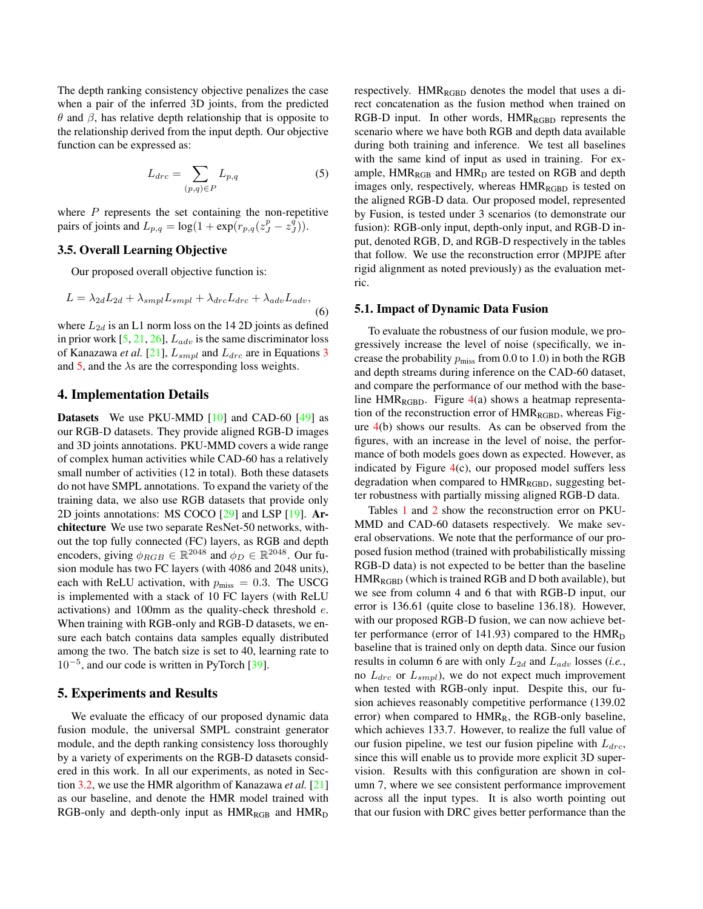The depth ranking consistency objective penalizes the case when a pair of the inferred 3D joints, from the predicted $\theta$ and $\beta$, has relative depth relationship that is opposite to the relationship derived from the input depth. Our objective function can be expressed as:

$$L_{drc} = \sum_{(p,q)\in P} L_{p,q} \tag{5}$$

where $P$ represents the set containing the non-repetitive pairs of joints and $L_{p,q} = \log(1 + \exp(r_{p,q}(z_J^p - z_J^q)))$.

### 3.5. Overall Learning Objective

Our proposed overall objective function is:

$$L = \lambda_{2d} L_{2d} + \lambda_{smpl} L_{smpl} + \lambda_{drc} L_{drc} + \lambda_{adv} L_{adv}, \tag{6}$$

where $L_{2d}$ is an L1 norm loss on the 14 2D joints as defined in prior work [5, 21, 26], $L_{adv}$ is the same discriminator loss of Kanazawa *et al.* [21], $L_{smpl}$ and $L_{drc}$ are in Equations 3 and 5, and the $\lambda$s are the corresponding loss weights.

## 4. Implementation Details

**Datasets** We use PKU-MMD [10] and CAD-60 [49] as our RGB-D datasets. They provide aligned RGB-D images and 3D joints annotations. PKU-MMD covers a wide range of complex human activities while CAD-60 has a relatively small number of activities (12 in total). Both these datasets do not have SMPL annotations. To expand the variety of the training data, we also use RGB datasets that provide only 2D joints annotations: MS COCO [29] and LSP [19]. **Architecture** We use two separate ResNet-50 networks, without the top fully connected (FC) layers, as RGB and depth encoders, giving $\phi_{RGB} \in \mathbb{R}^{2048}$ and $\phi_D \in \mathbb{R}^{2048}$. Our fusion module has two FC layers (with 4086 and 2048 units), each with ReLU activation, with $p_{\text{miss}} = 0.3$. The USCG is implemented with a stack of 10 FC layers (with ReLU activations) and 100mm as the quality-check threshold $e$. When training with RGB-only and RGB-D datasets, we ensure each batch contains data samples equally distributed among the two. The batch size is set to 40, learning rate to $10^{-5}$, and our code is written in PyTorch [39].

## 5. Experiments and Results

We evaluate the efficacy of our proposed dynamic data fusion module, the universal SMPL constraint generator module, and the depth ranking consistency loss thoroughly by a variety of experiments on the RGB-D datasets considered in this work. In all our experiments, as noted in Section 3.2, we use the HMR algorithm of Kanazawa *et al.* [21] as our baseline, and denote the HMR model trained with RGB-only and depth-only input as $\text{HMR}_{\text{RGB}}$ and $\text{HMR}_{\text{D}}$ respectively. $\text{HMR}_{\text{RGBD}}$ denotes the model that uses a direct concatenation as the fusion method when trained on RGB-D input. In other words, $\text{HMR}_{\text{RGBD}}$ represents the scenario where we have both RGB and depth data available during both training and inference. We test all baselines with the same kind of input as used in training. For example, $\text{HMR}_{\text{RGB}}$ and $\text{HMR}_{\text{D}}$ are tested on RGB and depth images only, respectively, whereas $\text{HMR}_{\text{RGBD}}$ is tested on the aligned RGB-D data. Our proposed model, represented by Fusion, is tested under 3 scenarios (to demonstrate our fusion): RGB-only input, depth-only input, and RGB-D input, denoted RGB, D, and RGB-D respectively in the tables that follow. We use the reconstruction error (MPJPE after rigid alignment as noted previously) as the evaluation metric.

### 5.1. Impact of Dynamic Data Fusion

To evaluate the robustness of our fusion module, we progressively increase the level of noise (specifically, we increase the probability $p_{\text{miss}}$ from 0.0 to 1.0) in both the RGB and depth streams during inference on the CAD-60 dataset, and compare the performance of our method with the baseline $\text{HMR}_{\text{RGBD}}$. Figure 4(a) shows a heatmap representation of the reconstruction error of $\text{HMR}_{\text{RGBD}}$, whereas Figure 4(b) shows our results. As can be observed from the figures, with an increase in the level of noise, the performance of both models goes down as expected. However, as indicated by Figure 4(c), our proposed model suffers less degradation when compared to $\text{HMR}_{\text{RGBD}}$, suggesting better robustness with partially missing aligned RGB-D data.

Tables 1 and 2 show the reconstruction error on PKU-MMD and CAD-60 datasets respectively. We make several observations. We note that the performance of our proposed fusion method (trained with probabilistically missing RGB-D data) is not expected to be better than the baseline $\text{HMR}_{\text{RGBD}}$ (which is trained RGB and D both available), but we see from column 4 and 6 that with RGB-D input, our error is 136.61 (quite close to baseline 136.18). However, with our proposed RGB-D fusion, we can now achieve better performance (error of 141.93) compared to the $\text{HMR}_{\text{D}}$ baseline that is trained only on depth data. Since our fusion results in column 6 are with only $L_{2d}$ and $L_{adv}$ losses (*i.e.*, no $L_{drc}$ or $L_{smpl}$), we do not expect much improvement when tested with RGB-only input. Despite this, our fusion achieves reasonably competitive performance (139.02 error) when compared to $\text{HMR}_{\text{R}}$, the RGB-only baseline, which achieves 133.7. However, to realize the full value of our fusion pipeline, we test our fusion pipeline with $L_{drc}$, since this will enable us to provide more explicit 3D supervision. Results with this configuration are shown in column 7, where we see consistent performance improvement across all the input types. It is also worth pointing out that our fusion with DRC gives better performance than the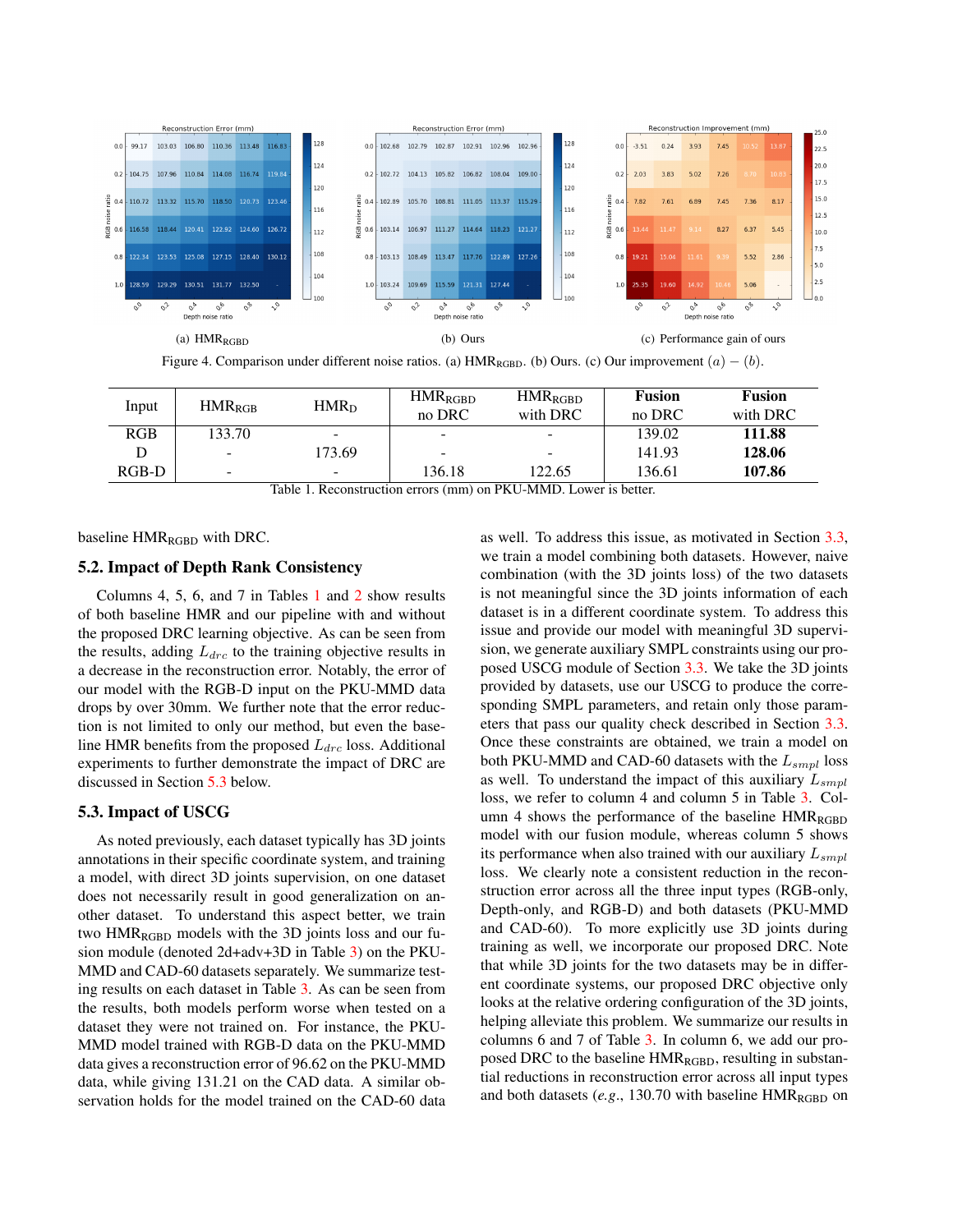Figure 4. Comparison under different noise ratios. (a) $HMR_{RGBD}$. (b) Ours. (c) Our improvement $(a) - (b)$.

| Input | $HMR_{RGB}$ | $HMR_{D}$ | $HMR_{RGBD}$ no DRC | $HMR_{RGBD}$ with DRC | **Fusion** no DRC | **Fusion** with DRC |
|---|---|---|---|---|---|---|
| RGB | 133.70 | - | - | - | 139.02 | **111.88** |
| D | - | 173.69 | - | - | 141.93 | **128.06** |
| RGB-D | - | - | 136.18 | 122.65 | 136.61 | **107.86** |

Table 1. Reconstruction errors (mm) on PKU-MMD. Lower is better.

baseline $HMR_{RGBD}$ with DRC.

## 5.2. Impact of Depth Rank Consistency

Columns 4, 5, 6, and 7 in Tables 1 and 2 show results of both baseline HMR and our pipeline with and without the proposed DRC learning objective. As can be seen from the results, adding $L_{drc}$ to the training objective results in a decrease in the reconstruction error. Notably, the error of our model with the RGB-D input on the PKU-MMD data drops by over 30mm. We further note that the error reduction is not limited to only our method, but even the baseline HMR benefits from the proposed $L_{drc}$ loss. Additional experiments to further demonstrate the impact of DRC are discussed in Section 5.3 below.

## 5.3. Impact of USCG

As noted previously, each dataset typically has 3D joints annotations in their specific coordinate system, and training a model, with direct 3D joints supervision, on one dataset does not necessarily result in good generalization on another dataset. To understand this aspect better, we train two $HMR_{RGBD}$ models with the 3D joints loss and our fusion module (denoted 2d+adv+3D in Table 3) on the PKU-MMD and CAD-60 datasets separately. We summarize testing results on each dataset in Table 3. As can be seen from the results, both models perform worse when tested on a dataset they were not trained on. For instance, the PKU-MMD model trained with RGB-D data on the PKU-MMD data gives a reconstruction error of 96.62 on the PKU-MMD data, while giving 131.21 on the CAD data. A similar observation holds for the model trained on the CAD-60 data as well. To address this issue, as motivated in Section 3.3, we train a model combining both datasets. However, naive combination (with the 3D joints loss) of the two datasets is not meaningful since the 3D joints information of each dataset is in a different coordinate system. To address this issue and provide our model with meaningful 3D supervision, we generate auxiliary SMPL constraints using our proposed USCG module of Section 3.3. We take the 3D joints provided by datasets, use our USCG to produce the corresponding SMPL parameters, and retain only those parameters that pass our quality check described in Section 3.3. Once these constraints are obtained, we train a model on both PKU-MMD and CAD-60 datasets with the $L_{smpl}$ loss as well. To understand the impact of this auxiliary $L_{smpl}$ loss, we refer to column 4 and column 5 in Table 3. Column 4 shows the performance of the baseline $HMR_{RGBD}$ model with our fusion module, whereas column 5 shows its performance when also trained with our auxiliary $L_{smpl}$ loss. We clearly note a consistent reduction in the reconstruction error across all the three input types (RGB-only, Depth-only, and RGB-D) and both datasets (PKU-MMD and CAD-60). To more explicitly use 3D joints during training as well, we incorporate our proposed DRC. Note that while 3D joints for the two datasets may be in different coordinate systems, our proposed DRC objective only looks at the relative ordering configuration of the 3D joints, helping alleviate this problem. We summarize our results in columns 6 and 7 of Table 3. In column 6, we add our proposed DRC to the baseline $HMR_{RGBD}$, resulting in substantial reductions in reconstruction error across all input types and both datasets (*e.g.*, 130.70 with baseline $HMR_{RGBD}$ on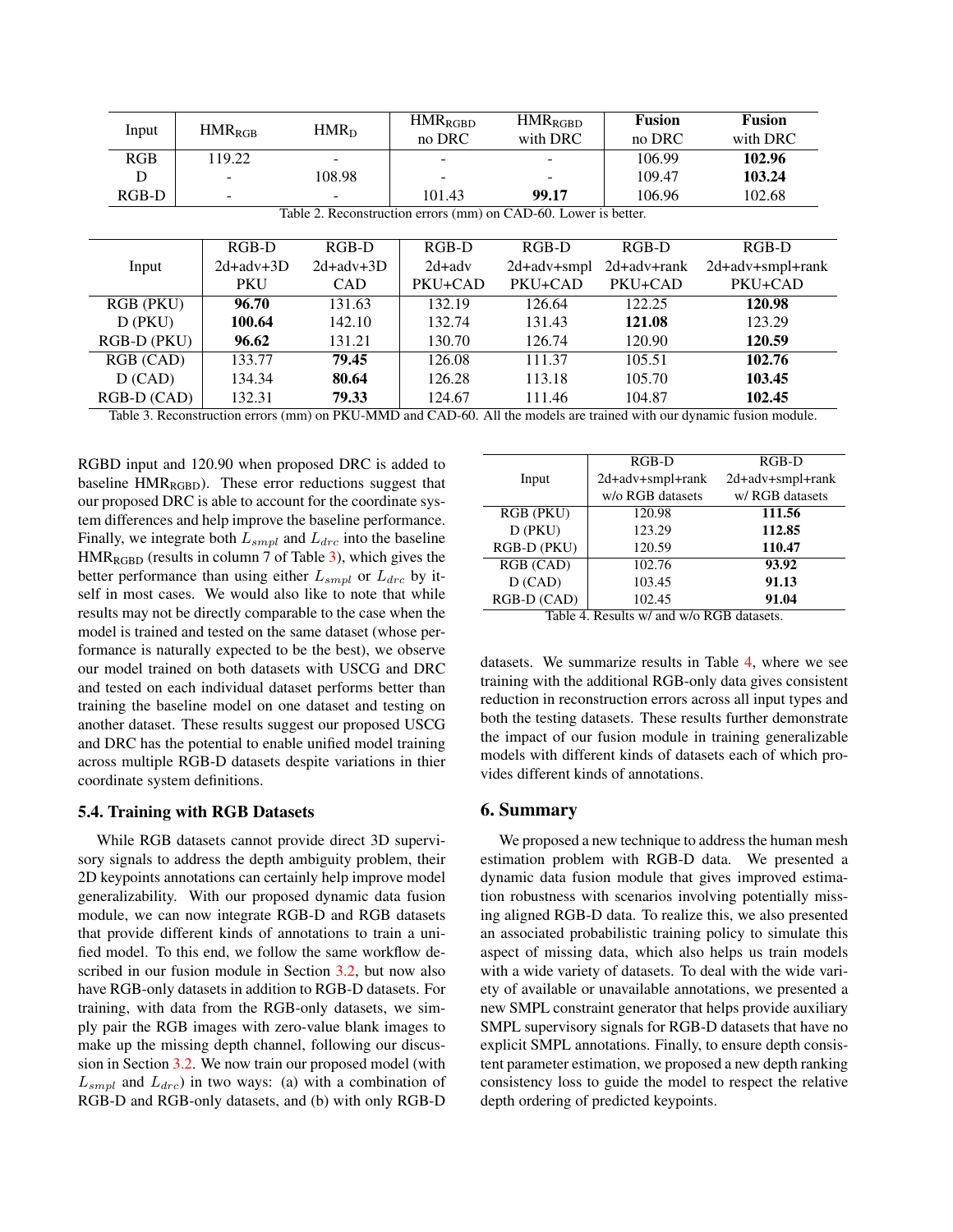| Input | $HMR_{RGB}$ | $HMR_{D}$ | $HMR_{RGBD}$ no DRC | $HMR_{RGBD}$ with DRC | **Fusion** no DRC | **Fusion** with DRC |
|---|---|---|---|---|---|---|
| RGB | 119.22 | - | - | - | 106.99 | **102.96** |
| D | - | 108.98 | - | - | 109.47 | **103.24** |
| RGB-D | - | - | 101.43 | **99.17** | 106.96 | 102.68 |

Table 2. Reconstruction errors (mm) on CAD-60. Lower is better.

| Input | RGB-D 2d+adv+3D PKU | RGB-D 2d+adv+3D CAD | RGB-D 2d+adv PKU+CAD | RGB-D 2d+adv+smpl PKU+CAD | RGB-D 2d+adv+rank PKU+CAD | RGB-D 2d+adv+smpl+rank PKU+CAD |
|---|---|---|---|---|---|---|
| RGB (PKU) | **96.70** | 131.63 | 132.19 | 126.64 | 122.25 | **120.98** |
| D (PKU) | **100.64** | 142.10 | 132.74 | 131.43 | **121.08** | 123.29 |
| RGB-D (PKU) | **96.62** | 131.21 | 130.70 | 126.74 | 120.90 | **120.59** |
| RGB (CAD) | 133.77 | **79.45** | 126.08 | 111.37 | 105.51 | **102.76** |
| D (CAD) | 134.34 | **80.64** | 126.28 | 113.18 | 105.70 | **103.45** |
| RGB-D (CAD) | 132.31 | **79.33** | 124.67 | 111.46 | 104.87 | **102.45** |

Table 3. Reconstruction errors (mm) on PKU-MMD and CAD-60. All the models are trained with our dynamic fusion module.

RGBD input and 120.90 when proposed DRC is added to baseline $HMR_{RGBD}$). These error reductions suggest that our proposed DRC is able to account for the coordinate system differences and help improve the baseline performance. Finally, we integrate both $L_{smpl}$ and $L_{drc}$ into the baseline $HMR_{RGBD}$ (results in column 7 of Table 3), which gives the better performance than using either $L_{smpl}$ or $L_{drc}$ by itself in most cases. We would also like to note that while results may not be directly comparable to the case when the model is trained and tested on the same dataset (whose performance is naturally expected to be the best), we observe our model trained on both datasets with USCG and DRC and tested on each individual dataset performs better than training the baseline model on one dataset and testing on another dataset. These results suggest our proposed USCG and DRC has the potential to enable unified model training across multiple RGB-D datasets despite variations in thier coordinate system definitions.

### 5.4. Training with RGB Datasets

While RGB datasets cannot provide direct 3D supervisory signals to address the depth ambiguity problem, their 2D keypoints annotations can certainly help improve model generalizability. With our proposed dynamic data fusion module, we can now integrate RGB-D and RGB datasets that provide different kinds of annotations to train a unified model. To this end, we follow the same workflow described in our fusion module in Section 3.2, but now also have RGB-only datasets in addition to RGB-D datasets. For training, with data from the RGB-only datasets, we simply pair the RGB images with zero-value blank images to make up the missing depth channel, following our discussion in Section 3.2. We now train our proposed model (with $L_{smpl}$ and $L_{drc}$) in two ways: (a) with a combination of RGB-D and RGB-only datasets, and (b) with only RGB-D datasets. We summarize results in Table 4, where we see training with the additional RGB-only data gives consistent reduction in reconstruction errors across all input types and both the testing datasets. These results further demonstrate the impact of our fusion module in training generalizable models with different kinds of datasets each of which provides different kinds of annotations.

| Input | RGB-D 2d+adv+smpl+rank w/o RGB datasets | RGB-D 2d+adv+smpl+rank w/ RGB datasets |
|---|---|---|
| RGB (PKU) | 120.98 | **111.56** |
| D (PKU) | 123.29 | **112.85** |
| RGB-D (PKU) | 120.59 | **110.47** |
| RGB (CAD) | 102.76 | **93.92** |
| D (CAD) | 103.45 | **91.13** |
| RGB-D (CAD) | 102.45 | **91.04** |

Table 4. Results w/ and w/o RGB datasets.

## 6. Summary

We proposed a new technique to address the human mesh estimation problem with RGB-D data. We presented a dynamic data fusion module that gives improved estimation robustness with scenarios involving potentially missing aligned RGB-D data. To realize this, we also presented an associated probabilistic training policy to simulate this aspect of missing data, which also helps us train models with a wide variety of datasets. To deal with the wide variety of available or unavailable annotations, we presented a new SMPL constraint generator that helps provide auxiliary SMPL supervisory signals for RGB-D datasets that have no explicit SMPL annotations. Finally, to ensure depth consistent parameter estimation, we proposed a new depth ranking consistency loss to guide the model to respect the relative depth ordering of predicted keypoints.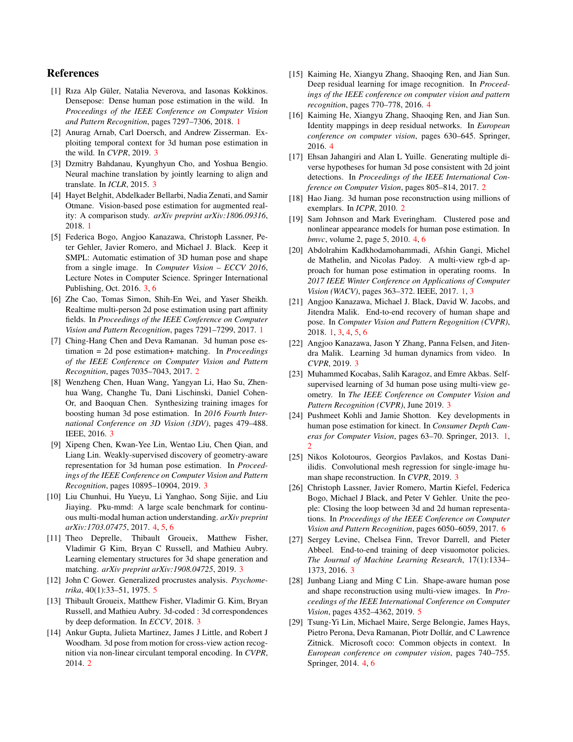## References

[1] Rıza Alp Güler, Natalia Neverova, and Iasonas Kokkinos. Densepose: Dense human pose estimation in the wild. In *Proceedings of the IEEE Conference on Computer Vision and Pattern Recognition*, pages 7297–7306, 2018. 1

[2] Anurag Arnab, Carl Doersch, and Andrew Zisserman. Exploiting temporal context for 3d human pose estimation in the wild. In *CVPR*, 2019. 3

[3] Dzmitry Bahdanau, Kyunghyun Cho, and Yoshua Bengio. Neural machine translation by jointly learning to align and translate. In *ICLR*, 2015. 3

[4] Hayet Belghit, Abdelkader Bellarbi, Nadia Zenati, and Samir Otmane. Vision-based pose estimation for augmented reality: A comparison study. *arXiv preprint arXiv:1806.09316*, 2018. 1

[5] Federica Bogo, Angjoo Kanazawa, Christoph Lassner, Peter Gehler, Javier Romero, and Michael J. Black. Keep it SMPL: Automatic estimation of 3D human pose and shape from a single image. In *Computer Vision – ECCV 2016*, Lecture Notes in Computer Science. Springer International Publishing, Oct. 2016. 3, 6

[6] Zhe Cao, Tomas Simon, Shih-En Wei, and Yaser Sheikh. Realtime multi-person 2d pose estimation using part affinity fields. In *Proceedings of the IEEE Conference on Computer Vision and Pattern Recognition*, pages 7291–7299, 2017. 1

[7] Ching-Hang Chen and Deva Ramanan. 3d human pose estimation = 2d pose estimation+ matching. In *Proceedings of the IEEE Conference on Computer Vision and Pattern Recognition*, pages 7035–7043, 2017. 2

[8] Wenzheng Chen, Huan Wang, Yangyan Li, Hao Su, Zhenhua Wang, Changhe Tu, Dani Lischinski, Daniel Cohen-Or, and Baoquan Chen. Synthesizing training images for boosting human 3d pose estimation. In *2016 Fourth International Conference on 3D Vision (3DV)*, pages 479–488. IEEE, 2016. 3

[9] Xipeng Chen, Kwan-Yee Lin, Wentao Liu, Chen Qian, and Liang Lin. Weakly-supervised discovery of geometry-aware representation for 3d human pose estimation. In *Proceedings of the IEEE Conference on Computer Vision and Pattern Recognition*, pages 10895–10904, 2019. 3

[10] Liu Chunhui, Hu Yueyu, Li Yanghao, Song Sijie, and Liu Jiaying. Pku-mmd: A large scale benchmark for continuous multi-modal human action understanding. *arXiv preprint arXiv:1703.07475*, 2017. 4, 5, 6

[11] Theo Deprelle, Thibault Groueix, Matthew Fisher, Vladimir G Kim, Bryan C Russell, and Mathieu Aubry. Learning elementary structures for 3d shape generation and matching. *arXiv preprint arXiv:1908.04725*, 2019. 3

[12] John C Gower. Generalized procrustes analysis. *Psychometrika*, 40(1):33–51, 1975. 5

[13] Thibault Groueix, Matthew Fisher, Vladimir G. Kim, Bryan Russell, and Mathieu Aubry. 3d-coded : 3d correspondences by deep deformation. In *ECCV*, 2018. 3

[14] Ankur Gupta, Julieta Martinez, James J Little, and Robert J Woodham. 3d pose from motion for cross-view action recognition via non-linear circulant temporal encoding. In *CVPR*, 2014. 2

[15] Kaiming He, Xiangyu Zhang, Shaoqing Ren, and Jian Sun. Deep residual learning for image recognition. In *Proceedings of the IEEE conference on computer vision and pattern recognition*, pages 770–778, 2016. 4

[16] Kaiming He, Xiangyu Zhang, Shaoqing Ren, and Jian Sun. Identity mappings in deep residual networks. In *European conference on computer vision*, pages 630–645. Springer, 2016. 4

[17] Ehsan Jahangiri and Alan L Yuille. Generating multiple diverse hypotheses for human 3d pose consistent with 2d joint detections. In *Proceedings of the IEEE International Conference on Computer Vision*, pages 805–814, 2017. 2

[18] Hao Jiang. 3d human pose reconstruction using millions of exemplars. In *ICPR*, 2010. 2

[19] Sam Johnson and Mark Everingham. Clustered pose and nonlinear appearance models for human pose estimation. In *bmvc*, volume 2, page 5, 2010. 4, 6

[20] Abdolrahim Kadkhodamohammadi, Afshin Gangi, Michel de Mathelin, and Nicolas Padoy. A multi-view rgb-d approach for human pose estimation in operating rooms. In *2017 IEEE Winter Conference on Applications of Computer Vision (WACV)*, pages 363–372. IEEE, 2017. 1, 3

[21] Angjoo Kanazawa, Michael J. Black, David W. Jacobs, and Jitendra Malik. End-to-end recovery of human shape and pose. In *Computer Vision and Pattern Regognition (CVPR)*, 2018. 1, 3, 4, 5, 6

[22] Angjoo Kanazawa, Jason Y Zhang, Panna Felsen, and Jitendra Malik. Learning 3d human dynamics from video. In *CVPR*, 2019. 3

[23] Muhammed Kocabas, Salih Karagoz, and Emre Akbas. Self-supervised learning of 3d human pose using multi-view geometry. In *The IEEE Conference on Computer Vision and Pattern Recognition (CVPR)*, June 2019. 3

[24] Pushmeet Kohli and Jamie Shotton. Key developments in human pose estimation for kinect. In *Consumer Depth Cameras for Computer Vision*, pages 63–70. Springer, 2013. 1, 2

[25] Nikos Kolotouros, Georgios Pavlakos, and Kostas Daniilidis. Convolutional mesh regression for single-image human shape reconstruction. In *CVPR*, 2019. 3

[26] Christoph Lassner, Javier Romero, Martin Kiefel, Federica Bogo, Michael J Black, and Peter V Gehler. Unite the people: Closing the loop between 3d and 2d human representations. In *Proceedings of the IEEE Conference on Computer Vision and Pattern Recognition*, pages 6050–6059, 2017. 6

[27] Sergey Levine, Chelsea Finn, Trevor Darrell, and Pieter Abbeel. End-to-end training of deep visuomotor policies. *The Journal of Machine Learning Research*, 17(1):1334–1373, 2016. 3

[28] Junbang Liang and Ming C Lin. Shape-aware human pose and shape reconstruction using multi-view images. In *Proceedings of the IEEE International Conference on Computer Vision*, pages 4352–4362, 2019. 5

[29] Tsung-Yi Lin, Michael Maire, Serge Belongie, James Hays, Pietro Perona, Deva Ramanan, Piotr Dollár, and C Lawrence Zitnick. Microsoft coco: Common objects in context. In *European conference on computer vision*, pages 740–755. Springer, 2014. 4, 6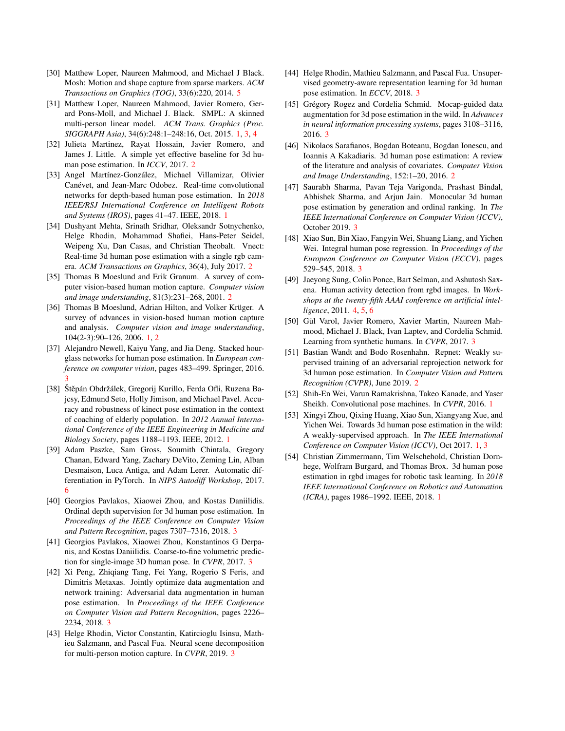[30] Matthew Loper, Naureen Mahmood, and Michael J Black. Mosh: Motion and shape capture from sparse markers. *ACM Transactions on Graphics (TOG)*, 33(6):220, 2014. 5

[31] Matthew Loper, Naureen Mahmood, Javier Romero, Gerard Pons-Moll, and Michael J. Black. SMPL: A skinned multi-person linear model. *ACM Trans. Graphics (Proc. SIGGRAPH Asia)*, 34(6):248:1–248:16, Oct. 2015. 1, 3, 4

[32] Julieta Martinez, Rayat Hossain, Javier Romero, and James J. Little. A simple yet effective baseline for 3d human pose estimation. In *ICCV*, 2017. 2

[33] Angel Martínez-González, Michael Villamizar, Olivier Canévet, and Jean-Marc Odobez. Real-time convolutional networks for depth-based human pose estimation. In *2018 IEEE/RSJ International Conference on Intelligent Robots and Systems (IROS)*, pages 41–47. IEEE, 2018. 1

[34] Dushyant Mehta, Srinath Sridhar, Oleksandr Sotnychenko, Helge Rhodin, Mohammad Shafiei, Hans-Peter Seidel, Weipeng Xu, Dan Casas, and Christian Theobalt. Vnect: Real-time 3d human pose estimation with a single rgb camera. *ACM Transactions on Graphics*, 36(4), July 2017. 2

[35] Thomas B Moeslund and Erik Granum. A survey of computer vision-based human motion capture. *Computer vision and image understanding*, 81(3):231–268, 2001. 2

[36] Thomas B Moeslund, Adrian Hilton, and Volker Krüger. A survey of advances in vision-based human motion capture and analysis. *Computer vision and image understanding*, 104(2-3):90–126, 2006. 1, 2

[37] Alejandro Newell, Kaiyu Yang, and Jia Deng. Stacked hourglass networks for human pose estimation. In *European conference on computer vision*, pages 483–499. Springer, 2016. 3

[38] Štěpán Obdržálek, Gregorij Kurillo, Ferda Ofli, Ruzena Bajcsy, Edmund Seto, Holly Jimison, and Michael Pavel. Accuracy and robustness of kinect pose estimation in the context of coaching of elderly population. In *2012 Annual International Conference of the IEEE Engineering in Medicine and Biology Society*, pages 1188–1193. IEEE, 2012. 1

[39] Adam Paszke, Sam Gross, Soumith Chintala, Gregory Chanan, Edward Yang, Zachary DeVito, Zeming Lin, Alban Desmaison, Luca Antiga, and Adam Lerer. Automatic differentiation in PyTorch. In *NIPS Autodiff Workshop*, 2017. 6

[40] Georgios Pavlakos, Xiaowei Zhou, and Kostas Daniilidis. Ordinal depth supervision for 3d human pose estimation. In *Proceedings of the IEEE Conference on Computer Vision and Pattern Recognition*, pages 7307–7316, 2018. 3

[41] Georgios Pavlakos, Xiaowei Zhou, Konstantinos G Derpanis, and Kostas Daniilidis. Coarse-to-fine volumetric prediction for single-image 3D human pose. In *CVPR*, 2017. 3

[42] Xi Peng, Zhiqiang Tang, Fei Yang, Rogerio S Feris, and Dimitris Metaxas. Jointly optimize data augmentation and network training: Adversarial data augmentation in human pose estimation. In *Proceedings of the IEEE Conference on Computer Vision and Pattern Recognition*, pages 2226–2234, 2018. 3

[43] Helge Rhodin, Victor Constantin, Katircioglu Isinsu, Mathieu Salzmann, and Pascal Fua. Neural scene decomposition for multi-person motion capture. In *CVPR*, 2019. 3

[44] Helge Rhodin, Mathieu Salzmann, and Pascal Fua. Unsupervised geometry-aware representation learning for 3d human pose estimation. In *ECCV*, 2018. 3

[45] Grégory Rogez and Cordelia Schmid. Mocap-guided data augmentation for 3d pose estimation in the wild. In *Advances in neural information processing systems*, pages 3108–3116, 2016. 3

[46] Nikolaos Sarafianos, Bogdan Boteanu, Bogdan Ionescu, and Ioannis A Kakadiaris. 3d human pose estimation: A review of the literature and analysis of covariates. *Computer Vision and Image Understanding*, 152:1–20, 2016. 2

[47] Saurabh Sharma, Pavan Teja Varigonda, Prashast Bindal, Abhishek Sharma, and Arjun Jain. Monocular 3d human pose estimation by generation and ordinal ranking. In *The IEEE International Conference on Computer Vision (ICCV)*, October 2019. 3

[48] Xiao Sun, Bin Xiao, Fangyin Wei, Shuang Liang, and Yichen Wei. Integral human pose regression. In *Proceedings of the European Conference on Computer Vision (ECCV)*, pages 529–545, 2018. 3

[49] Jaeyong Sung, Colin Ponce, Bart Selman, and Ashutosh Saxena. Human activity detection from rgbd images. In *Workshops at the twenty-fifth AAAI conference on artificial intelligence*, 2011. 4, 5, 6

[50] Gül Varol, Javier Romero, Xavier Martin, Naureen Mahmood, Michael J. Black, Ivan Laptev, and Cordelia Schmid. Learning from synthetic humans. In *CVPR*, 2017. 3

[51] Bastian Wandt and Bodo Rosenhahn. Repnet: Weakly supervised training of an adversarial reprojection network for 3d human pose estimation. In *Computer Vision and Pattern Recognition (CVPR)*, June 2019. 2

[52] Shih-En Wei, Varun Ramakrishna, Takeo Kanade, and Yaser Sheikh. Convolutional pose machines. In *CVPR*, 2016. 1

[53] Xingyi Zhou, Qixing Huang, Xiao Sun, Xiangyang Xue, and Yichen Wei. Towards 3d human pose estimation in the wild: A weakly-supervised approach. In *The IEEE International Conference on Computer Vision (ICCV)*, Oct 2017. 1, 3

[54] Christian Zimmermann, Tim Welschehold, Christian Dornhege, Wolfram Burgard, and Thomas Brox. 3d human pose estimation in rgbd images for robotic task learning. In *2018 IEEE International Conference on Robotics and Automation (ICRA)*, pages 1986–1992. IEEE, 2018. 1